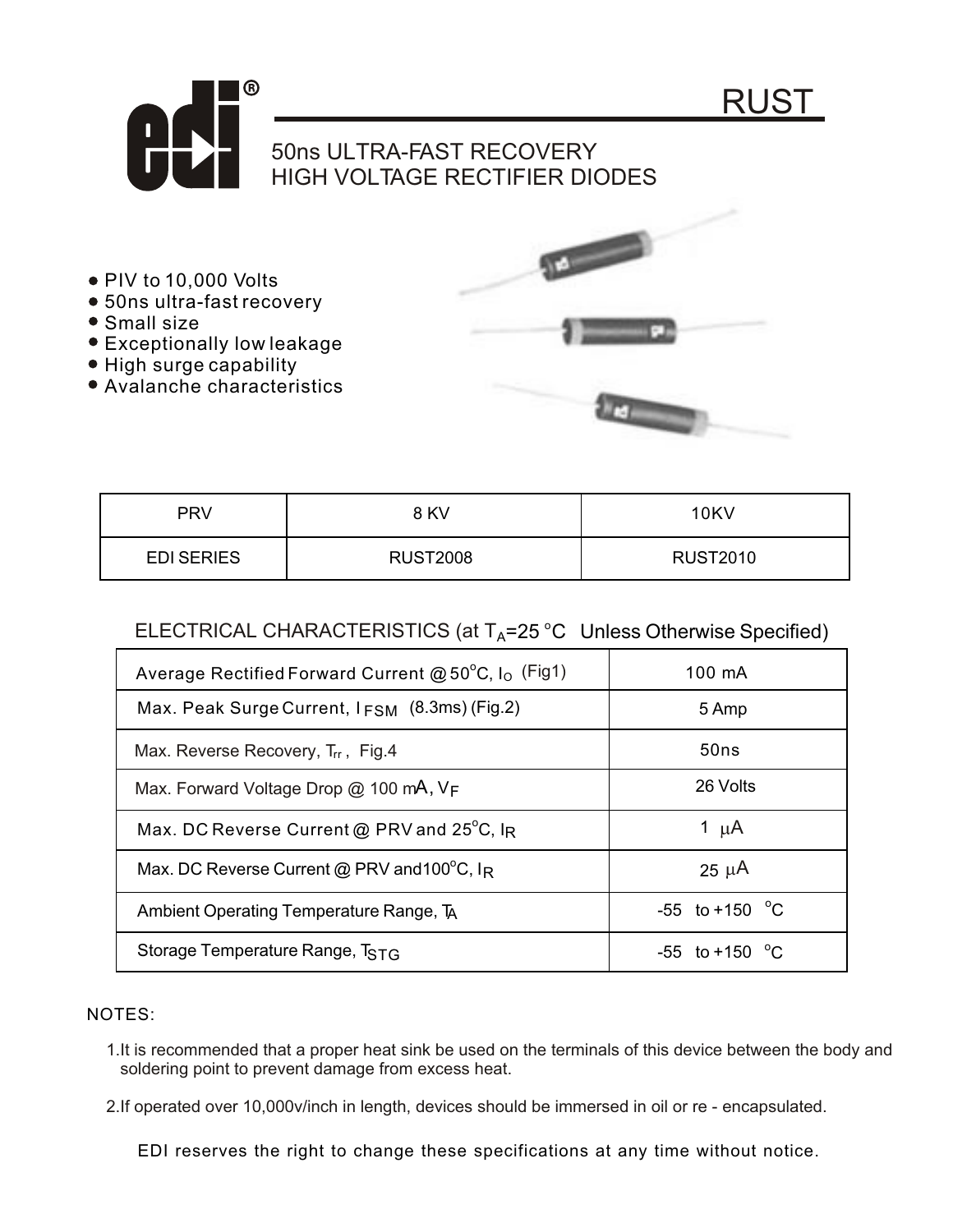# RUST

## 50ns ULTRA-FAST RECOVERY HIGH VOLTAGE RECTIFIER DIODES

- PIV to 10,000 Volts
- 50ns ultra-fast recovery
- Small size
- Exceptionally low leakage
- High surge capability
- Avalanche characteristics

| PRV | 8 KV | 10KV |
|---|---|---|
| EDI SERIES | RUST2008 | RUST2010 |

### ELECTRICAL CHARACTERISTICS (at $T_A$=25 °C Unless Otherwise Specified)

| | |
|---|---|
| Average Rectified Forward Current @ 50°C, $I_O$ (Fig1) | 100 mA |
| Max. Peak Surge Current, $I_{FSM}$ (8.3ms) (Fig.2) | 5 Amp |
| Max. Reverse Recovery, $T_{rr}$, Fig.4 | 50ns |
| Max. Forward Voltage Drop @ 100 mA, $V_F$ | 26 Volts |
| Max. DC Reverse Current @ PRV and 25°C, $I_R$ | 1 μA |
| Max. DC Reverse Current @ PRV and100°C, $I_R$ | 25 μA |
| Ambient Operating Temperature Range, $T_A$ | -55 to +150 °C |
| Storage Temperature Range, $T_{STG}$ | -55 to +150 °C |

NOTES:

1. It is recommended that a proper heat sink be used on the terminals of this device between the body and soldering point to prevent damage from excess heat.

2. If operated over 10,000v/inch in length, devices should be immersed in oil or re - encapsulated.

EDI reserves the right to change these specifications at any time without notice.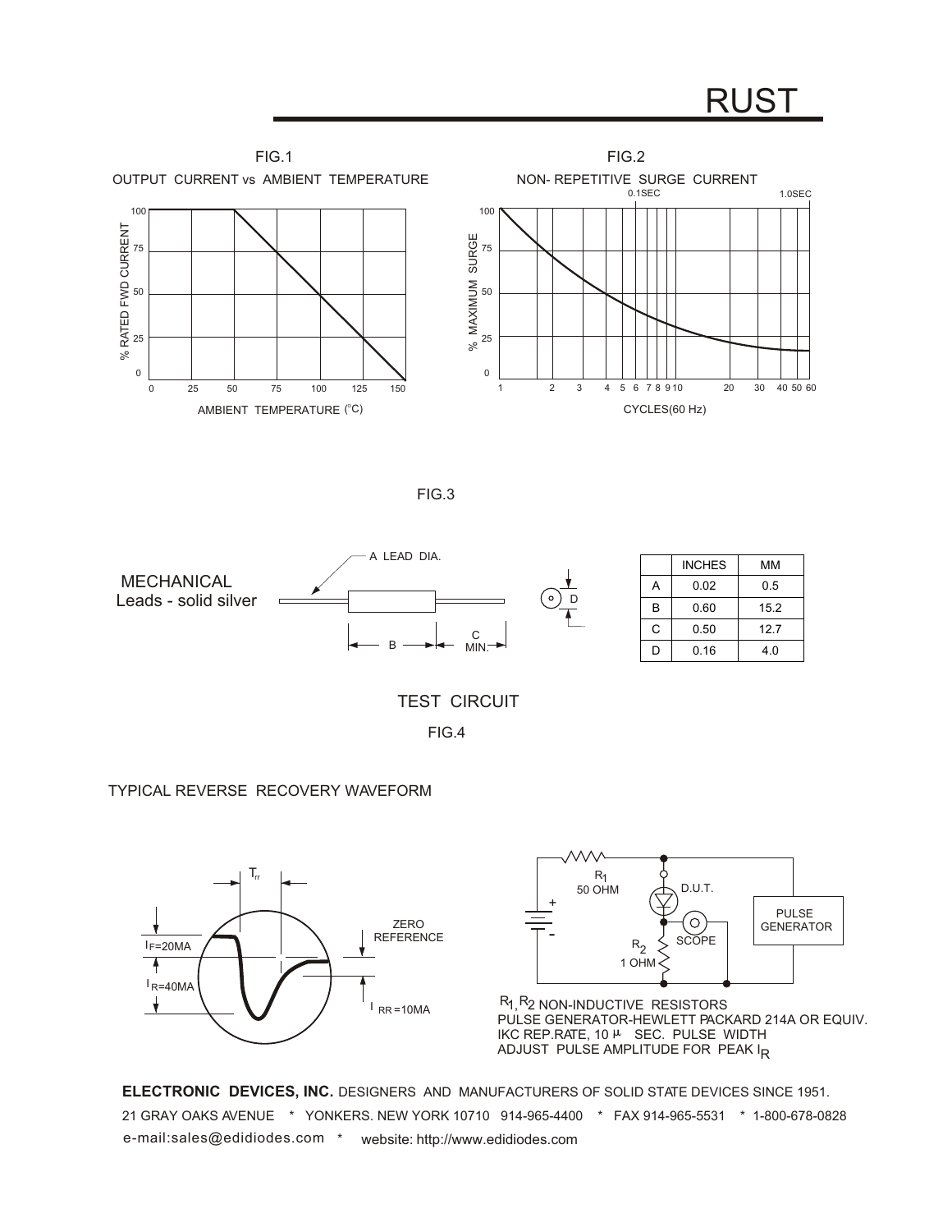# RUST

FIG.1

OUTPUT CURRENT vs AMBIENT TEMPERATURE

% RATED FWD CURRENT

100
75
50
25
0

0 25 50 75 100 125 150

AMBIENT TEMPERATURE (°C)

FIG.2

NON- REPETITIVE SURGE CURRENT

0.1SEC 1.0SEC

% MAXIMUM SURGE

100
75
50
25
0

1 2 3 4 5 6 7 8 9 10 20 30 40 50 60

CYCLES(60 Hz)

FIG.3

MECHANICAL
Leads - solid silver

A LEAD DIA.

B

C MIN.

D

| | INCHES | MM |
|---|---|---|
| A | 0.02 | 0.5 |
| B | 0.60 | 15.2 |
| C | 0.50 | 12.7 |
| D | 0.16 | 4.0 |

TEST CIRCUIT

FIG.4

TYPICAL REVERSE RECOVERY WAVEFORM

$T_{rr}$

$I_F$=20MA

$I_R$=40MA

ZERO REFERENCE

$I_{RR}$=10MA

$R_1$ 50 OHM

D.U.T.

$R_2$ 1 OHM

SCOPE

PULSE GENERATOR

$R_1$, $R_2$ NON-INDUCTIVE RESISTORS
PULSE GENERATOR-HEWLETT PACKARD 214A OR EQUIV.
IKC REP.RATE, 10 μ SEC. PULSE WIDTH
ADJUST PULSE AMPLITUDE FOR PEAK $I_R$

**ELECTRONIC DEVICES, INC.** DESIGNERS AND MANUFACTURERS OF SOLID STATE DEVICES SINCE 1951.
21 GRAY OAKS AVENUE * YONKERS. NEW YORK 10710 914-965-4400 * FAX 914-965-5531 * 1-800-678-0828
e-mail:sales@edidiodes.com * website: http://www.edidiodes.com